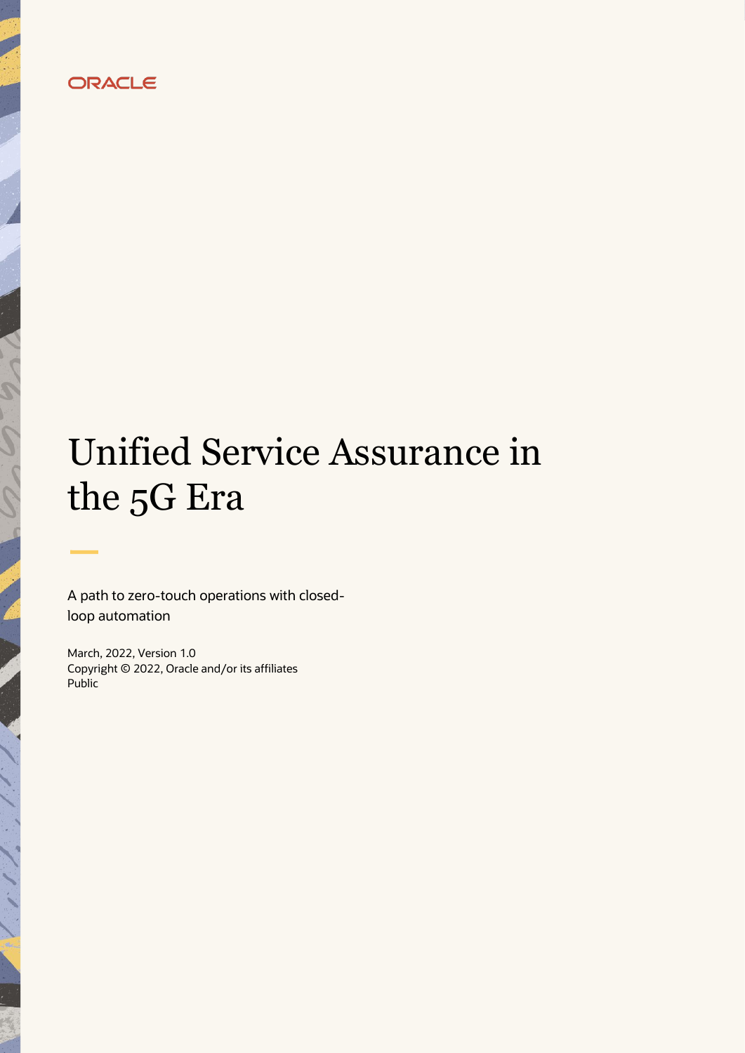ORACLE

# Unified Service Assurance in the 5G Era

A path to zero-touch operations with closed-loop automation

March, 2022, Version 1.0
Copyright © 2022, Oracle and/or its affiliates
Public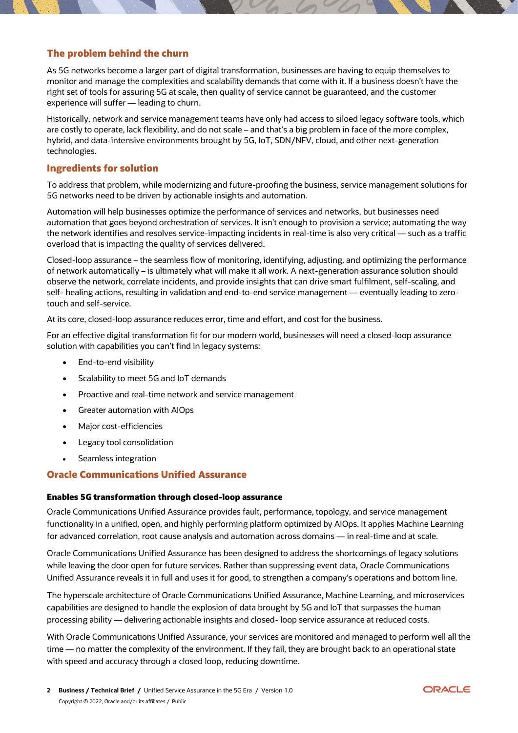## The problem behind the churn

As 5G networks become a larger part of digital transformation, businesses are having to equip themselves to monitor and manage the complexities and scalability demands that come with it. If a business doesn't have the right set of tools for assuring 5G at scale, then quality of service cannot be guaranteed, and the customer experience will suffer — leading to churn.

Historically, network and service management teams have only had access to siloed legacy software tools, which are costly to operate, lack flexibility, and do not scale – and that's a big problem in face of the more complex, hybrid, and data-intensive environments brought by 5G, IoT, SDN/NFV, cloud, and other next-generation technologies.

## Ingredients for solution

To address that problem, while modernizing and future-proofing the business, service management solutions for 5G networks need to be driven by actionable insights and automation.

Automation will help businesses optimize the performance of services and networks, but businesses need automation that goes beyond orchestration of services. It isn't enough to provision a service; automating the way the network identifies and resolves service-impacting incidents in real-time is also very critical — such as a traffic overload that is impacting the quality of services delivered.

Closed-loop assurance – the seamless flow of monitoring, identifying, adjusting, and optimizing the performance of network automatically – is ultimately what will make it all work. A next-generation assurance solution should observe the network, correlate incidents, and provide insights that can drive smart fulfilment, self-scaling, and self- healing actions, resulting in validation and end-to-end service management — eventually leading to zero-touch and self-service.

At its core, closed-loop assurance reduces error, time and effort, and cost for the business.

For an effective digital transformation fit for our modern world, businesses will need a closed-loop assurance solution with capabilities you can't find in legacy systems:

- End-to-end visibility
- Scalability to meet 5G and IoT demands
- Proactive and real-time network and service management
- Greater automation with AIOps
- Major cost-efficiencies
- Legacy tool consolidation
- Seamless integration

## Oracle Communications Unified Assurance

### Enables 5G transformation through closed-loop assurance

Oracle Communications Unified Assurance provides fault, performance, topology, and service management functionality in a unified, open, and highly performing platform optimized by AIOps. It applies Machine Learning for advanced correlation, root cause analysis and automation across domains — in real-time and at scale.

Oracle Communications Unified Assurance has been designed to address the shortcomings of legacy solutions while leaving the door open for future services. Rather than suppressing event data, Oracle Communications Unified Assurance reveals it in full and uses it for good, to strengthen a company's operations and bottom line.

The hyperscale architecture of Oracle Communications Unified Assurance, Machine Learning, and microservices capabilities are designed to handle the explosion of data brought by 5G and IoT that surpasses the human processing ability — delivering actionable insights and closed- loop service assurance at reduced costs.

With Oracle Communications Unified Assurance, your services are monitored and managed to perform well all the time — no matter the complexity of the environment. If they fail, they are brought back to an operational state with speed and accuracy through a closed loop, reducing downtime.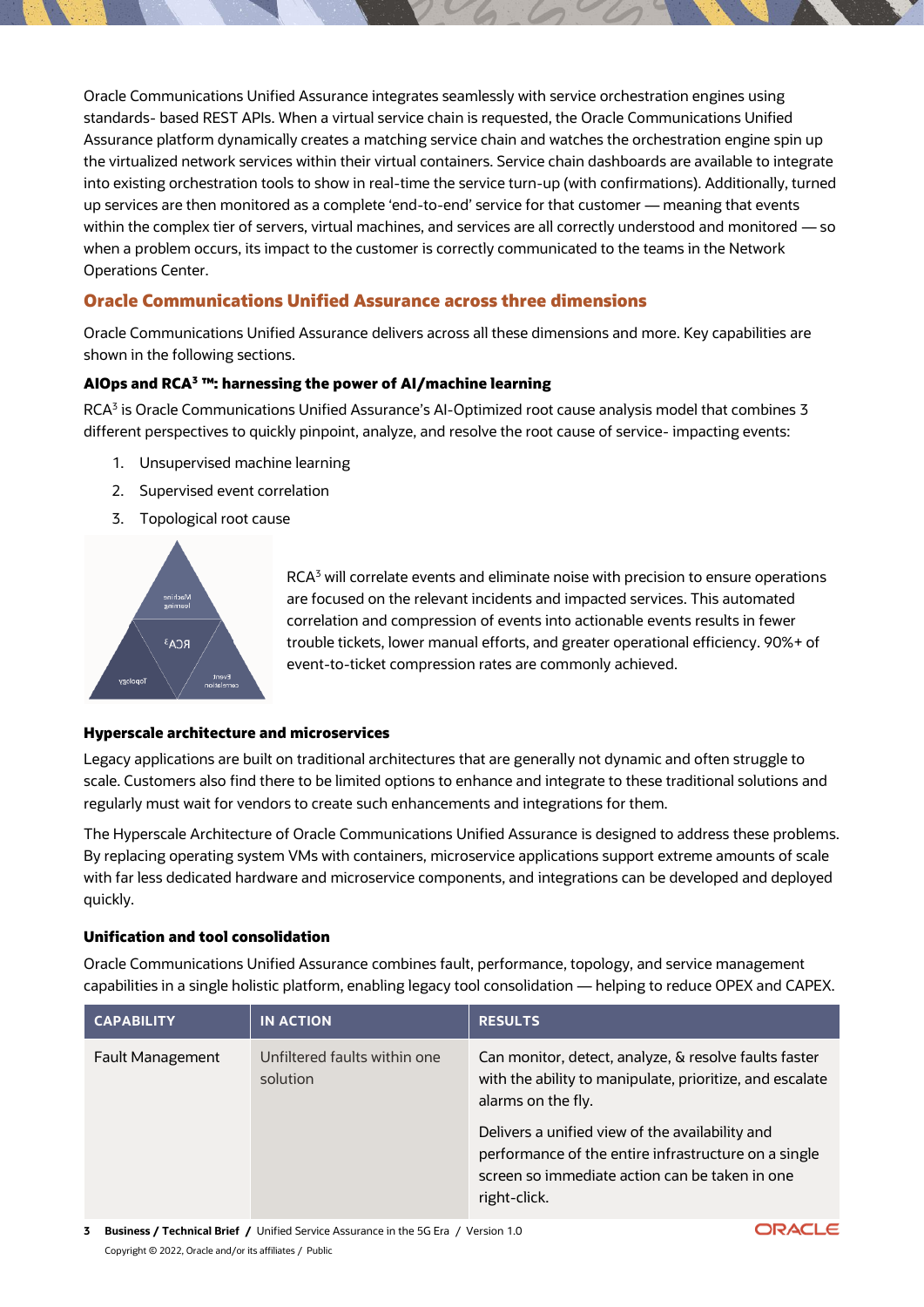Oracle Communications Unified Assurance integrates seamlessly with service orchestration engines using standards- based REST APIs. When a virtual service chain is requested, the Oracle Communications Unified Assurance platform dynamically creates a matching service chain and watches the orchestration engine spin up the virtualized network services within their virtual containers. Service chain dashboards are available to integrate into existing orchestration tools to show in real-time the service turn-up (with confirmations). Additionally, turned up services are then monitored as a complete 'end-to-end' service for that customer — meaning that events within the complex tier of servers, virtual machines, and services are all correctly understood and monitored — so when a problem occurs, its impact to the customer is correctly communicated to the teams in the Network Operations Center.

## Oracle Communications Unified Assurance across three dimensions

Oracle Communications Unified Assurance delivers across all these dimensions and more. Key capabilities are shown in the following sections.

### AIOps and RCA³ ™: harnessing the power of AI/machine learning

RCA³ is Oracle Communications Unified Assurance's AI-Optimized root cause analysis model that combines 3 different perspectives to quickly pinpoint, analyze, and resolve the root cause of service- impacting events:

1. Unsupervised machine learning
2. Supervised event correlation
3. Topological root cause

RCA³ will correlate events and eliminate noise with precision to ensure operations are focused on the relevant incidents and impacted services. This automated correlation and compression of events into actionable events results in fewer trouble tickets, lower manual efforts, and greater operational efficiency. 90%+ of event-to-ticket compression rates are commonly achieved.

### Hyperscale architecture and microservices

Legacy applications are built on traditional architectures that are generally not dynamic and often struggle to scale. Customers also find there to be limited options to enhance and integrate to these traditional solutions and regularly must wait for vendors to create such enhancements and integrations for them.

The Hyperscale Architecture of Oracle Communications Unified Assurance is designed to address these problems. By replacing operating system VMs with containers, microservice applications support extreme amounts of scale with far less dedicated hardware and microservice components, and integrations can be developed and deployed quickly.

### Unification and tool consolidation

Oracle Communications Unified Assurance combines fault, performance, topology, and service management capabilities in a single holistic platform, enabling legacy tool consolidation — helping to reduce OPEX and CAPEX.

| CAPABILITY | IN ACTION | RESULTS |
|---|---|---|
| Fault Management | Unfiltered faults within one solution | Can monitor, detect, analyze, & resolve faults faster with the ability to manipulate, prioritize, and escalate alarms on the fly.<br><br>Delivers a unified view of the availability and performance of the entire infrastructure on a single screen so immediate action can be taken in one right-click. |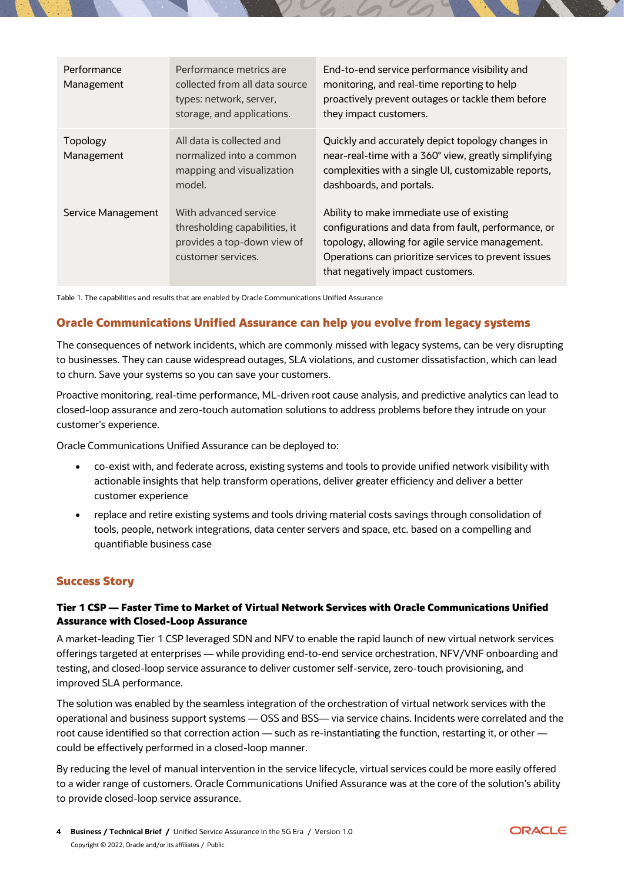| Performance Management | Performance metrics are collected from all data source types: network, server, storage, and applications. | End-to-end service performance visibility and monitoring, and real-time reporting to help proactively prevent outages or tackle them before they impact customers. |
|---|---|---|
| Topology Management | All data is collected and normalized into a common mapping and visualization model. | Quickly and accurately depict topology changes in near-real-time with a 360° view, greatly simplifying complexities with a single UI, customizable reports, dashboards, and portals. |
| Service Management | With advanced service thresholding capabilities, it provides a top-down view of customer services. | Ability to make immediate use of existing configurations and data from fault, performance, or topology, allowing for agile service management. Operations can prioritize services to prevent issues that negatively impact customers. |

Table 1. The capabilities and results that are enabled by Oracle Communications Unified Assurance

## Oracle Communications Unified Assurance can help you evolve from legacy systems

The consequences of network incidents, which are commonly missed with legacy systems, can be very disrupting to businesses. They can cause widespread outages, SLA violations, and customer dissatisfaction, which can lead to churn. Save your systems so you can save your customers.

Proactive monitoring, real-time performance, ML-driven root cause analysis, and predictive analytics can lead to closed-loop assurance and zero-touch automation solutions to address problems before they intrude on your customer's experience.

Oracle Communications Unified Assurance can be deployed to:

- co-exist with, and federate across, existing systems and tools to provide unified network visibility with actionable insights that help transform operations, deliver greater efficiency and deliver a better customer experience
- replace and retire existing systems and tools driving material costs savings through consolidation of tools, people, network integrations, data center servers and space, etc. based on a compelling and quantifiable business case

## Success Story

### Tier 1 CSP — Faster Time to Market of Virtual Network Services with Oracle Communications Unified Assurance with Closed-Loop Assurance

A market-leading Tier 1 CSP leveraged SDN and NFV to enable the rapid launch of new virtual network services offerings targeted at enterprises — while providing end-to-end service orchestration, NFV/VNF onboarding and testing, and closed-loop service assurance to deliver customer self-service, zero-touch provisioning, and improved SLA performance.

The solution was enabled by the seamless integration of the orchestration of virtual network services with the operational and business support systems — OSS and BSS— via service chains. Incidents were correlated and the root cause identified so that correction action — such as re-instantiating the function, restarting it, or other — could be effectively performed in a closed-loop manner.

By reducing the level of manual intervention in the service lifecycle, virtual services could be more easily offered to a wider range of customers. Oracle Communications Unified Assurance was at the core of the solution's ability to provide closed-loop service assurance.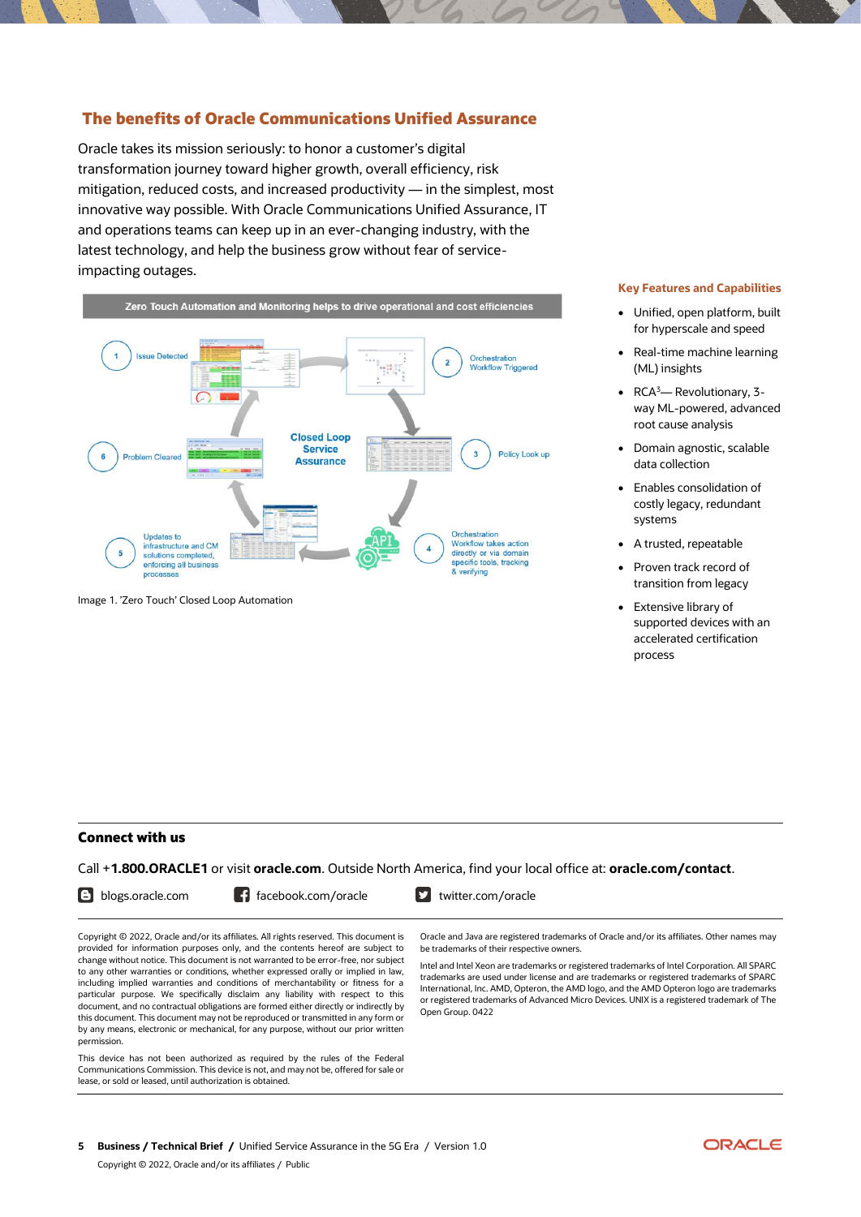## The benefits of Oracle Communications Unified Assurance

Oracle takes its mission seriously: to honor a customer's digital transformation journey toward higher growth, overall efficiency, risk mitigation, reduced costs, and increased productivity — in the simplest, most innovative way possible. With Oracle Communications Unified Assurance, IT and operations teams can keep up in an ever-changing industry, with the latest technology, and help the business grow without fear of service-impacting outages.

Zero Touch Automation and Monitoring helps to drive operational and cost efficiencies

Closed Loop Service Assurance

1 Issue Detected

2 Orchestration Workflow Triggered

3 Policy Look up

4 Orchestration Workflow takes action directly or via domain specific tools, tracking & verifying

5 Updates to infrastructure and CM solutions completed, enforcing all business processes

6 Problem Cleared

Image 1. 'Zero Touch' Closed Loop Automation

### Key Features and Capabilities

- Unified, open platform, built for hyperscale and speed
- Real-time machine learning (ML) insights
- RCA³— Revolutionary, 3-way ML-powered, advanced root cause analysis
- Domain agnostic, scalable data collection
- Enables consolidation of costly legacy, redundant systems
- A trusted, repeatable
- Proven track record of transition from legacy
- Extensive library of supported devices with an accelerated certification process

## Connect with us

Call +**1.800.ORACLE1** or visit **oracle.com**. Outside North America, find your local office at: **oracle.com/contact**.

blogs.oracle.com | facebook.com/oracle | twitter.com/oracle

Copyright © 2022, Oracle and/or its affiliates. All rights reserved. This document is provided for information purposes only, and the contents hereof are subject to change without notice. This document is not warranted to be error-free, nor subject to any other warranties or conditions, whether expressed orally or implied in law, including implied warranties and conditions of merchantability or fitness for a particular purpose. We specifically disclaim any liability with respect to this document, and no contractual obligations are formed either directly or indirectly by this document. This document may not be reproduced or transmitted in any form or by any means, electronic or mechanical, for any purpose, without our prior written permission.

This device has not been authorized as required by the rules of the Federal Communications Commission. This device is not, and may not be, offered for sale or lease, or sold or leased, until authorization is obtained.

Oracle and Java are registered trademarks of Oracle and/or its affiliates. Other names may be trademarks of their respective owners.

Intel and Intel Xeon are trademarks or registered trademarks of Intel Corporation. All SPARC trademarks are used under license and are trademarks or registered trademarks of SPARC International, Inc. AMD, Opteron, the AMD logo, and the AMD Opteron logo are trademarks or registered trademarks of Advanced Micro Devices. UNIX is a registered trademark of The Open Group. 0422